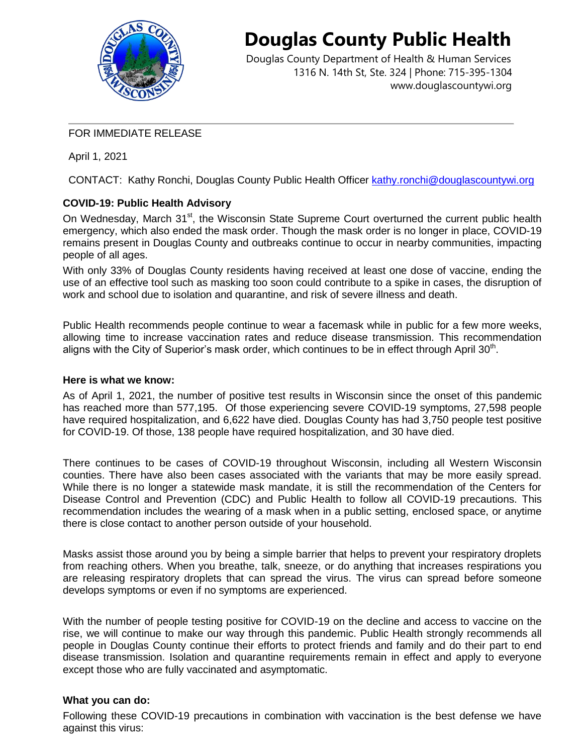# Douglas County Public Health

Douglas County Department of Health & Human Services
1316 N. 14th St, Ste. 324 | Phone: 715-395-1304
www.douglascountywi.org

---

FOR IMMEDIATE RELEASE

April 1, 2021

CONTACT: Kathy Ronchi, Douglas County Public Health Officer kathy.ronchi@douglascountywi.org

**COVID-19: Public Health Advisory**

On Wednesday, March 31st, the Wisconsin State Supreme Court overturned the current public health emergency, which also ended the mask order. Though the mask order is no longer in place, COVID-19 remains present in Douglas County and outbreaks continue to occur in nearby communities, impacting people of all ages.

With only 33% of Douglas County residents having received at least one dose of vaccine, ending the use of an effective tool such as masking too soon could contribute to a spike in cases, the disruption of work and school due to isolation and quarantine, and risk of severe illness and death.

Public Health recommends people continue to wear a facemask while in public for a few more weeks, allowing time to increase vaccination rates and reduce disease transmission. This recommendation aligns with the City of Superior's mask order, which continues to be in effect through April 30th.

**Here is what we know:**

As of April 1, 2021, the number of positive test results in Wisconsin since the onset of this pandemic has reached more than 577,195. Of those experiencing severe COVID-19 symptoms, 27,598 people have required hospitalization, and 6,622 have died. Douglas County has had 3,750 people test positive for COVID-19. Of those, 138 people have required hospitalization, and 30 have died.

There continues to be cases of COVID-19 throughout Wisconsin, including all Western Wisconsin counties. There have also been cases associated with the variants that may be more easily spread. While there is no longer a statewide mask mandate, it is still the recommendation of the Centers for Disease Control and Prevention (CDC) and Public Health to follow all COVID-19 precautions. This recommendation includes the wearing of a mask when in a public setting, enclosed space, or anytime there is close contact to another person outside of your household.

Masks assist those around you by being a simple barrier that helps to prevent your respiratory droplets from reaching others. When you breathe, talk, sneeze, or do anything that increases respirations you are releasing respiratory droplets that can spread the virus. The virus can spread before someone develops symptoms or even if no symptoms are experienced.

With the number of people testing positive for COVID-19 on the decline and access to vaccine on the rise, we will continue to make our way through this pandemic. Public Health strongly recommends all people in Douglas County continue their efforts to protect friends and family and do their part to end disease transmission. Isolation and quarantine requirements remain in effect and apply to everyone except those who are fully vaccinated and asymptomatic.

**What you can do:**

Following these COVID-19 precautions in combination with vaccination is the best defense we have against this virus: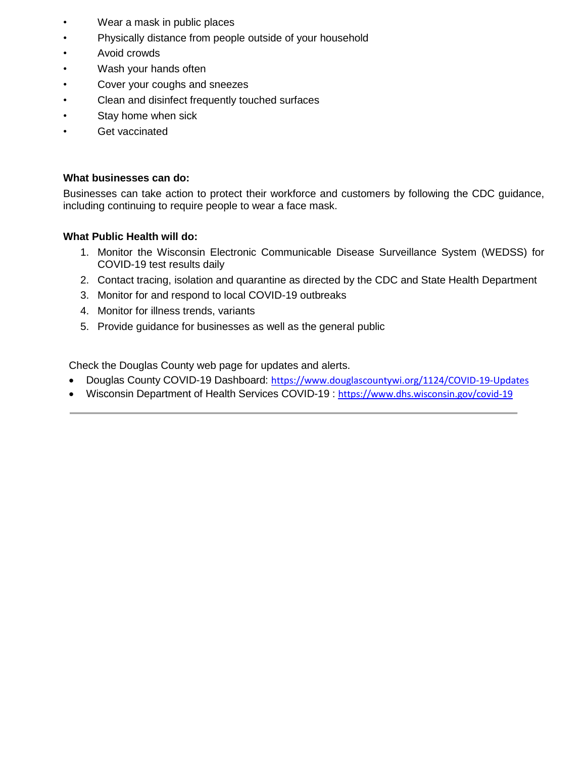- Wear a mask in public places
- Physically distance from people outside of your household
- Avoid crowds
- Wash your hands often
- Cover your coughs and sneezes
- Clean and disinfect frequently touched surfaces
- Stay home when sick
- Get vaccinated

**What businesses can do:**

Businesses can take action to protect their workforce and customers by following the CDC guidance, including continuing to require people to wear a face mask.

**What Public Health will do:**

1. Monitor the Wisconsin Electronic Communicable Disease Surveillance System (WEDSS) for COVID-19 test results daily
2. Contact tracing, isolation and quarantine as directed by the CDC and State Health Department
3. Monitor for and respond to local COVID-19 outbreaks
4. Monitor for illness trends, variants
5. Provide guidance for businesses as well as the general public

Check the Douglas County web page for updates and alerts.

- Douglas County COVID-19 Dashboard: https://www.douglascountywi.org/1124/COVID-19-Updates
- Wisconsin Department of Health Services COVID-19 : https://www.dhs.wisconsin.gov/covid-19

---